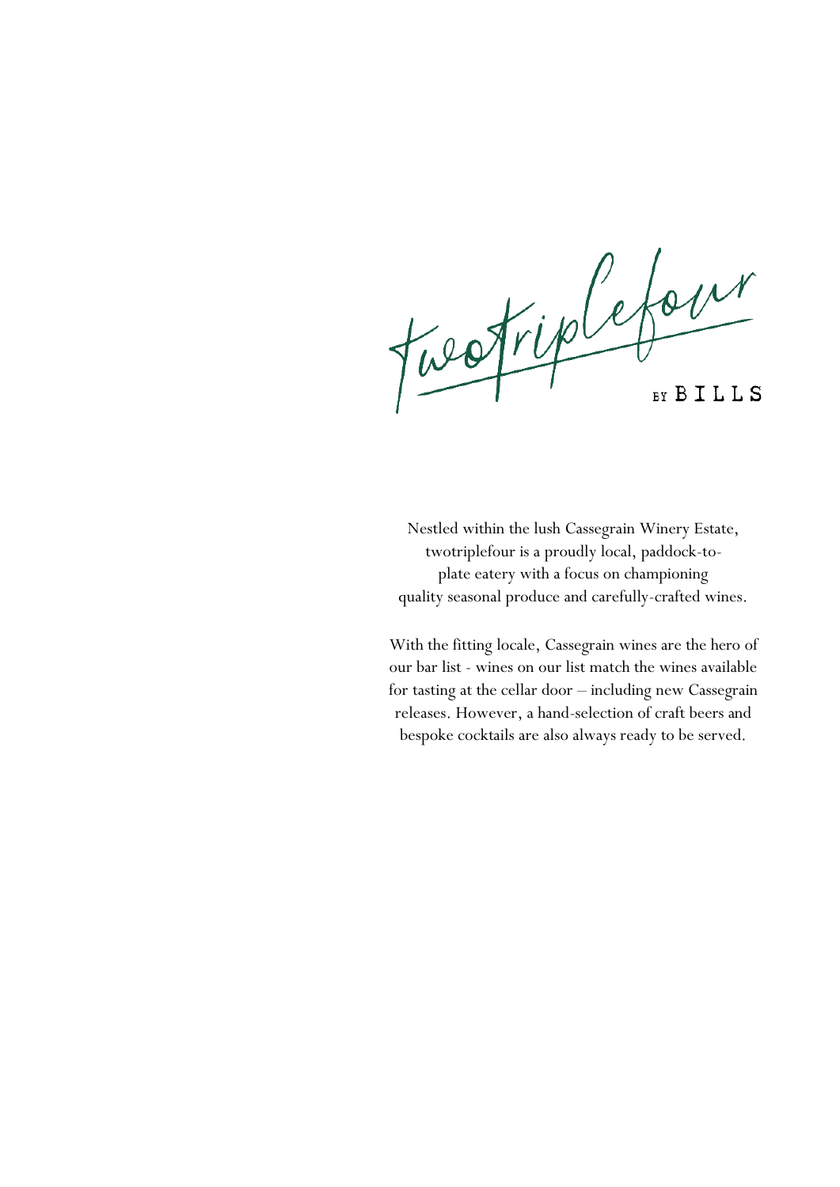# twotriplefour

BY BILLS

Nestled within the lush Cassegrain Winery Estate, twotriplefour is a proudly local, paddock-to-plate eatery with a focus on championing quality seasonal produce and carefully-crafted wines.

With the fitting locale, Cassegrain wines are the hero of our bar list - wines on our list match the wines available for tasting at the cellar door – including new Cassegrain releases. However, a hand-selection of craft beers and bespoke cocktails are also always ready to be served.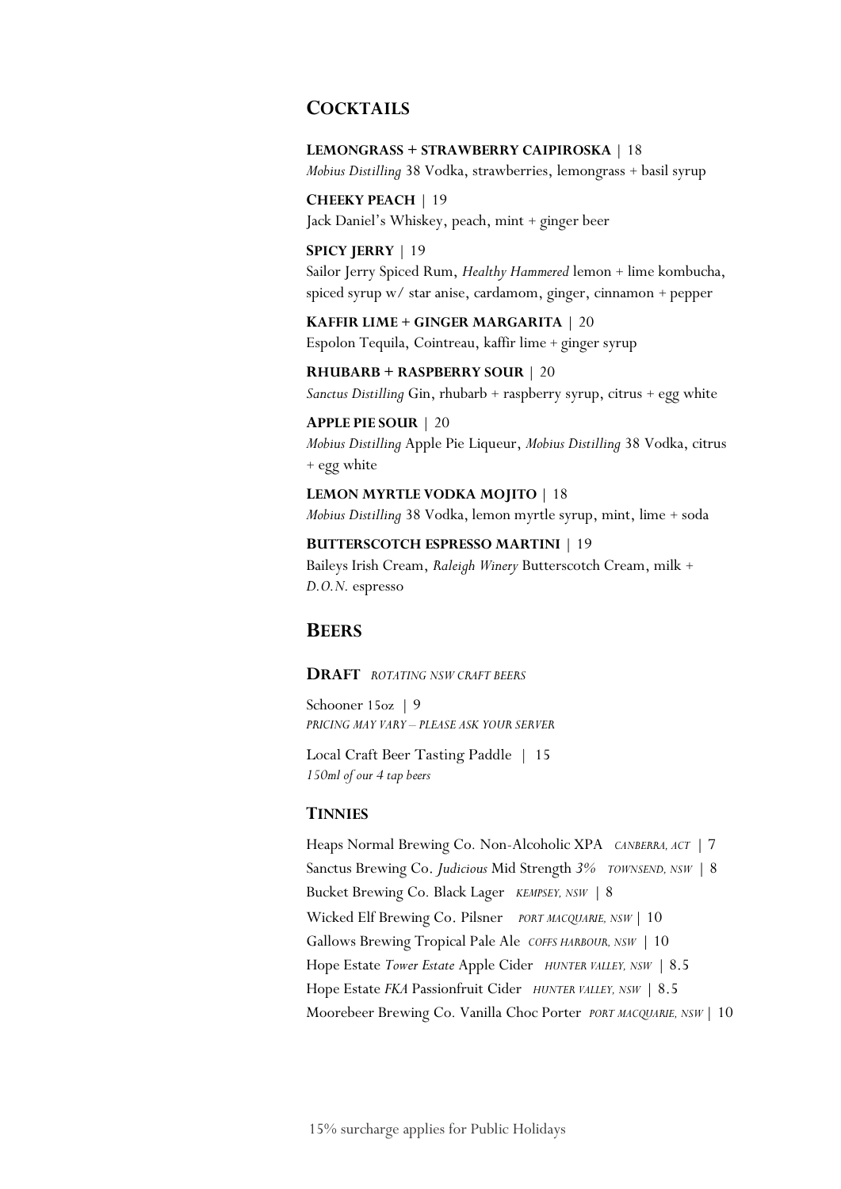## COCKTAILS

**LEMONGRASS + STRAWBERRY CAIPIROSKA** | 18
*Mobius Distilling* 38 Vodka, strawberries, lemongrass + basil syrup

**CHEEKY PEACH** | 19
Jack Daniel's Whiskey, peach, mint + ginger beer

**SPICY JERRY** | 19
Sailor Jerry Spiced Rum, *Healthy Hammered* lemon + lime kombucha, spiced syrup w/ star anise, cardamom, ginger, cinnamon + pepper

**KAFFIR LIME + GINGER MARGARITA** | 20
Espolon Tequila, Cointreau, kaffir lime + ginger syrup

**RHUBARB + RASPBERRY SOUR** | 20
*Sanctus Distilling* Gin, rhubarb + raspberry syrup, citrus + egg white

**APPLE PIE SOUR** | 20
*Mobius Distilling* Apple Pie Liqueur, *Mobius Distilling* 38 Vodka, citrus + egg white

**LEMON MYRTLE VODKA MOJITO** | 18
*Mobius Distilling* 38 Vodka, lemon myrtle syrup, mint, lime + soda

**BUTTERSCOTCH ESPRESSO MARTINI** | 19
Baileys Irish Cream, *Raleigh Winery* Butterscotch Cream, milk + *D.O.N.* espresso

## BEERS

### DRAFT *ROTATING NSW CRAFT BEERS*

Schooner 15oz | 9
*PRICING MAY VARY – PLEASE ASK YOUR SERVER*

Local Craft Beer Tasting Paddle | 15
*150ml of our 4 tap beers*

### TINNIES

Heaps Normal Brewing Co. Non-Alcoholic XPA *CANBERRA, ACT* | 7
Sanctus Brewing Co. *Judicious* Mid Strength *3%* *TOWNSEND, NSW* | 8
Bucket Brewing Co. Black Lager *KEMPSEY, NSW* | 8
Wicked Elf Brewing Co. Pilsner *PORT MACQUARIE, NSW* | 10
Gallows Brewing Tropical Pale Ale *COFFS HARBOUR, NSW* | 10
Hope Estate *Tower Estate* Apple Cider *HUNTER VALLEY, NSW* | 8.5
Hope Estate *FKA* Passionfruit Cider *HUNTER VALLEY, NSW* | 8.5
Moorebeer Brewing Co. Vanilla Choc Porter *PORT MACQUARIE, NSW* | 10

15% surcharge applies for Public Holidays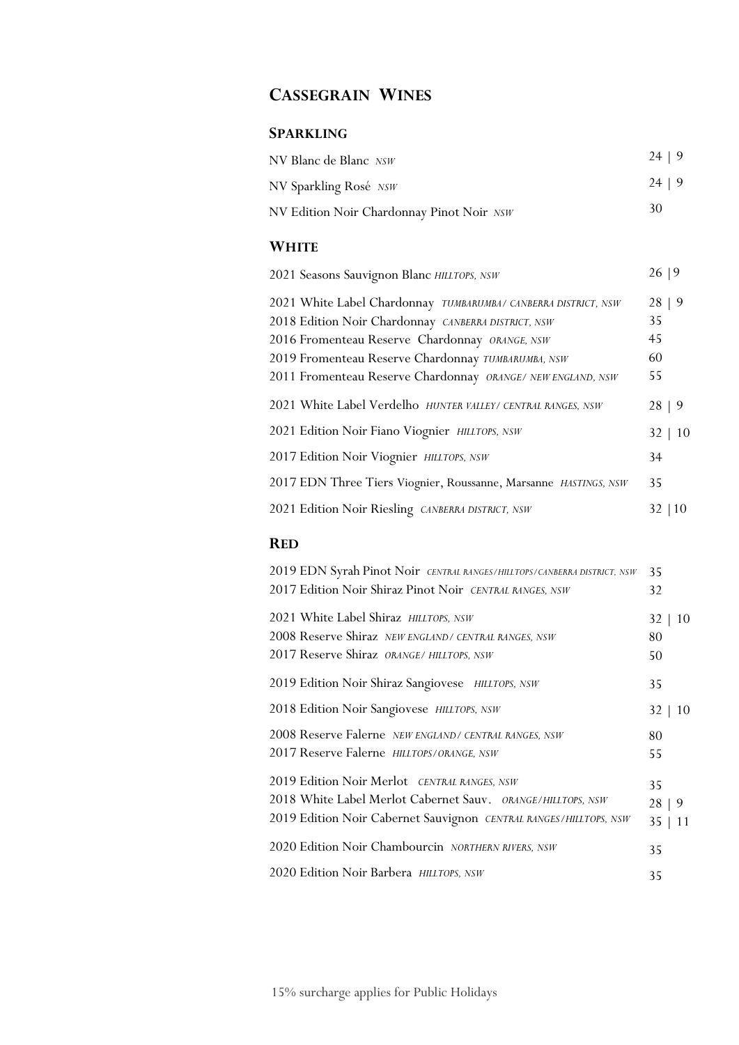# Cassegrain Wines

## Sparkling

| | |
|---|---|
| NV Blanc de Blanc *NSW* | 24 \| 9 |
| NV Sparkling Rosé *NSW* | 24 \| 9 |
| NV Edition Noir Chardonnay Pinot Noir *NSW* | 30 |

## White

| | |
|---|---|
| 2021 Seasons Sauvignon Blanc *HILLTOPS, NSW* | 26 \|9 |
| 2021 White Label Chardonnay *TUMBARUMBA/ CANBERRA DISTRICT, NSW* | 28 \| 9 |
| 2018 Edition Noir Chardonnay *CANBERRA DISTRICT, NSW* | 35 |
| 2016 Fromenteau Reserve Chardonnay *ORANGE, NSW* | 45 |
| 2019 Fromenteau Reserve Chardonnay *TUMBARUMBA, NSW* | 60 |
| 2011 Fromenteau Reserve Chardonnay *ORANGE/ NEW ENGLAND, NSW* | 55 |
| 2021 White Label Verdelho *HUNTER VALLEY/ CENTRAL RANGES, NSW* | 28 \| 9 |
| 2021 Edition Noir Fiano Viognier *HILLTOPS, NSW* | 32 \| 10 |
| 2017 Edition Noir Viognier *HILLTOPS, NSW* | 34 |
| 2017 EDN Three Tiers Viognier, Roussanne, Marsanne *HASTINGS, NSW* | 35 |
| 2021 Edition Noir Riesling *CANBERRA DISTRICT, NSW* | 32 \|10 |

## Red

| | |
|---|---|
| 2019 EDN Syrah Pinot Noir *CENTRAL RANGES/HILLTOPS/CANBERRA DISTRICT, NSW* | 35 |
| 2017 Edition Noir Shiraz Pinot Noir *CENTRAL RANGES, NSW* | 32 |
| 2021 White Label Shiraz *HILLTOPS, NSW* | 32 \| 10 |
| 2008 Reserve Shiraz *NEW ENGLAND/ CENTRAL RANGES, NSW* | 80 |
| 2017 Reserve Shiraz *ORANGE/ HILLTOPS, NSW* | 50 |
| 2019 Edition Noir Shiraz Sangiovese *HILLTOPS, NSW* | 35 |
| 2018 Edition Noir Sangiovese *HILLTOPS, NSW* | 32 \| 10 |
| 2008 Reserve Falerne *NEW ENGLAND/ CENTRAL RANGES, NSW* | 80 |
| 2017 Reserve Falerne *HILLTOPS/ORANGE, NSW* | 55 |
| 2019 Edition Noir Merlot *CENTRAL RANGES, NSW* | 35 |
| 2018 White Label Merlot Cabernet Sauv. *ORANGE/HILLTOPS, NSW* | 28 \| 9 |
| 2019 Edition Noir Cabernet Sauvignon *CENTRAL RANGES/HILLTOPS, NSW* | 35 \| 11 |
| 2020 Edition Noir Chambourcin *NORTHERN RIVERS, NSW* | 35 |
| 2020 Edition Noir Barbera *HILLTOPS, NSW* | 35 |

15% surcharge applies for Public Holidays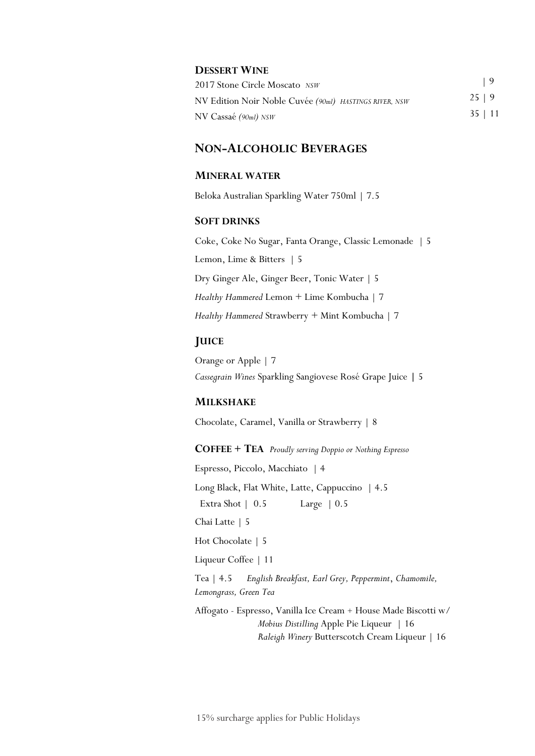### DESSERT WINE

2017 Stone Circle Moscato *NSW* | 9
NV Edition Noir Noble Cuvée *(90ml) HASTINGS RIVER, NSW* 25 | 9
NV Cassaé *(90ml) NSW* 35 | 11

## NON-ALCOHOLIC BEVERAGES

### MINERAL WATER

Beloka Australian Sparkling Water 750ml | 7.5

### SOFT DRINKS

Coke, Coke No Sugar, Fanta Orange, Classic Lemonade | 5

Lemon, Lime & Bitters | 5

Dry Ginger Ale, Ginger Beer, Tonic Water | 5

*Healthy Hammered* Lemon + Lime Kombucha | 7

*Healthy Hammered* Strawberry + Mint Kombucha | 7

### JUICE

Orange or Apple | 7

*Cassegrain Wines* Sparkling Sangiovese Rosé Grape Juice | 5

### MILKSHAKE

Chocolate, Caramel, Vanilla or Strawberry | 8

### COFFEE + TEA *Proudly serving Doppio or Nothing Espresso*

Espresso, Piccolo, Macchiato | 4

Long Black, Flat White, Latte, Cappuccino | 4.5
Extra Shot | 0.5 Large | 0.5

Chai Latte | 5

Hot Chocolate | 5

Liqueur Coffee | 11

Tea | 4.5 *English Breakfast, Earl Grey, Peppermint, Chamomile, Lemongrass, Green Tea*

Affogato - Espresso, Vanilla Ice Cream + House Made Biscotti w/
*Mobius Distilling* Apple Pie Liqueur | 16
*Raleigh Winery* Butterscotch Cream Liqueur | 16

15% surcharge applies for Public Holidays